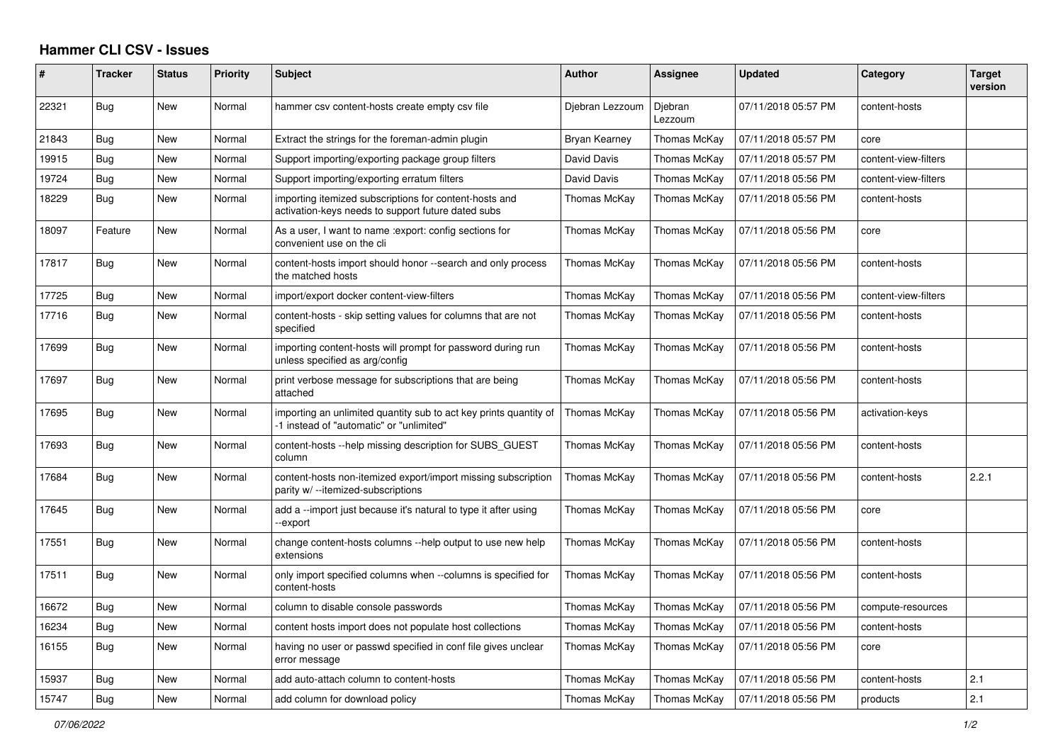# Hammer CLI CSV - Issues

| # | Tracker | Status | Priority | Subject | Author | Assignee | Updated | Category | Target version |
|---|---|---|---|---|---|---|---|---|---|
| 22321 | Bug | New | Normal | hammer csv content-hosts create empty csv file | Djebran Lezzoum | Djebran Lezzoum | 07/11/2018 05:57 PM | content-hosts | |
| 21843 | Bug | New | Normal | Extract the strings for the foreman-admin plugin | Bryan Kearney | Thomas McKay | 07/11/2018 05:57 PM | core | |
| 19915 | Bug | New | Normal | Support importing/exporting package group filters | David Davis | Thomas McKay | 07/11/2018 05:57 PM | content-view-filters | |
| 19724 | Bug | New | Normal | Support importing/exporting erratum filters | David Davis | Thomas McKay | 07/11/2018 05:56 PM | content-view-filters | |
| 18229 | Bug | New | Normal | importing itemized subscriptions for content-hosts and activation-keys needs to support future dated subs | Thomas McKay | Thomas McKay | 07/11/2018 05:56 PM | content-hosts | |
| 18097 | Feature | New | Normal | As a user, I want to name :export: config sections for convenient use on the cli | Thomas McKay | Thomas McKay | 07/11/2018 05:56 PM | core | |
| 17817 | Bug | New | Normal | content-hosts import should honor --search and only process the matched hosts | Thomas McKay | Thomas McKay | 07/11/2018 05:56 PM | content-hosts | |
| 17725 | Bug | New | Normal | import/export docker content-view-filters | Thomas McKay | Thomas McKay | 07/11/2018 05:56 PM | content-view-filters | |
| 17716 | Bug | New | Normal | content-hosts - skip setting values for columns that are not specified | Thomas McKay | Thomas McKay | 07/11/2018 05:56 PM | content-hosts | |
| 17699 | Bug | New | Normal | importing content-hosts will prompt for password during run unless specified as arg/config | Thomas McKay | Thomas McKay | 07/11/2018 05:56 PM | content-hosts | |
| 17697 | Bug | New | Normal | print verbose message for subscriptions that are being attached | Thomas McKay | Thomas McKay | 07/11/2018 05:56 PM | content-hosts | |
| 17695 | Bug | New | Normal | importing an unlimited quantity sub to act key prints quantity of -1 instead of "automatic" or "unlimited" | Thomas McKay | Thomas McKay | 07/11/2018 05:56 PM | activation-keys | |
| 17693 | Bug | New | Normal | content-hosts --help missing description for SUBS_GUEST column | Thomas McKay | Thomas McKay | 07/11/2018 05:56 PM | content-hosts | |
| 17684 | Bug | New | Normal | content-hosts non-itemized export/import missing subscription parity w/ --itemized-subscriptions | Thomas McKay | Thomas McKay | 07/11/2018 05:56 PM | content-hosts | 2.2.1 |
| 17645 | Bug | New | Normal | add a --import just because it's natural to type it after using --export | Thomas McKay | Thomas McKay | 07/11/2018 05:56 PM | core | |
| 17551 | Bug | New | Normal | change content-hosts columns --help output to use new help extensions | Thomas McKay | Thomas McKay | 07/11/2018 05:56 PM | content-hosts | |
| 17511 | Bug | New | Normal | only import specified columns when --columns is specified for content-hosts | Thomas McKay | Thomas McKay | 07/11/2018 05:56 PM | content-hosts | |
| 16672 | Bug | New | Normal | column to disable console passwords | Thomas McKay | Thomas McKay | 07/11/2018 05:56 PM | compute-resources | |
| 16234 | Bug | New | Normal | content hosts import does not populate host collections | Thomas McKay | Thomas McKay | 07/11/2018 05:56 PM | content-hosts | |
| 16155 | Bug | New | Normal | having no user or passwd specified in conf file gives unclear error message | Thomas McKay | Thomas McKay | 07/11/2018 05:56 PM | core | |
| 15937 | Bug | New | Normal | add auto-attach column to content-hosts | Thomas McKay | Thomas McKay | 07/11/2018 05:56 PM | content-hosts | 2.1 |
| 15747 | Bug | New | Normal | add column for download policy | Thomas McKay | Thomas McKay | 07/11/2018 05:56 PM | products | 2.1 |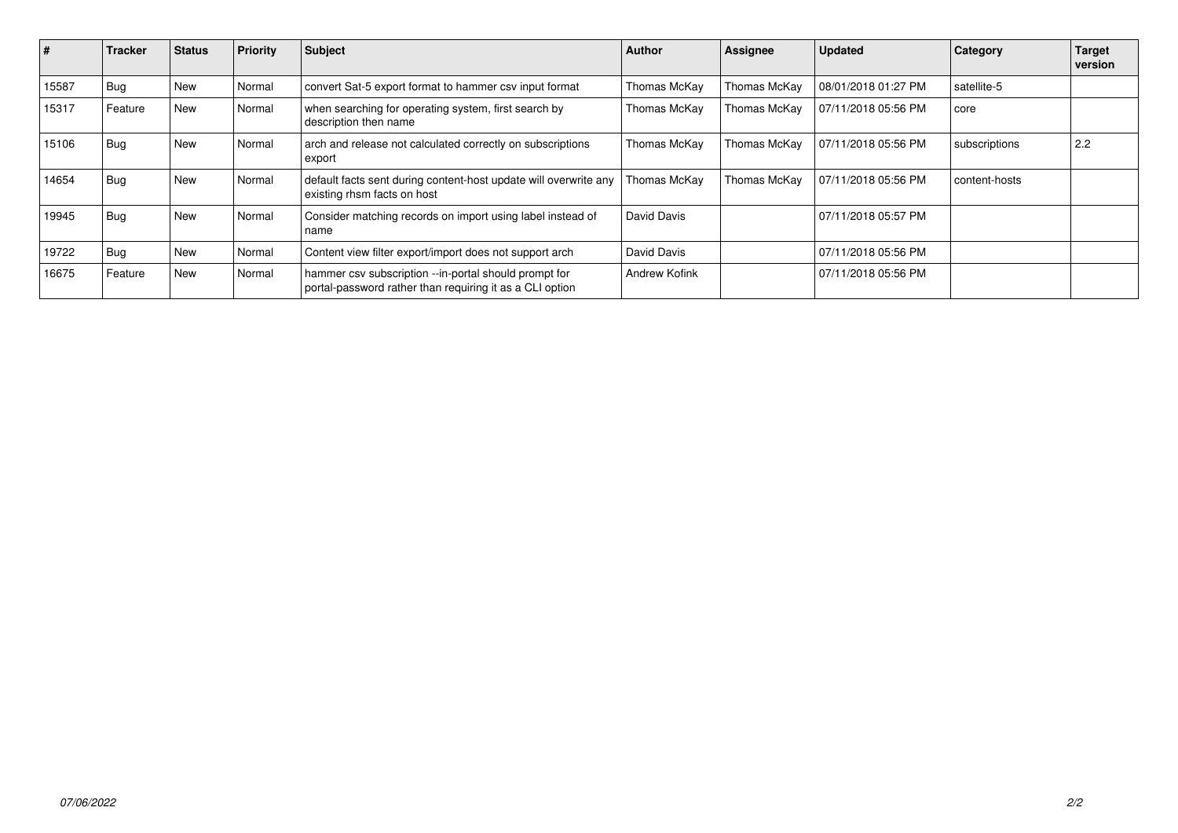| # | Tracker | Status | Priority | Subject | Author | Assignee | Updated | Category | Target version |
|---|---|---|---|---|---|---|---|---|---|
| 15587 | Bug | New | Normal | convert Sat-5 export format to hammer csv input format | Thomas McKay | Thomas McKay | 08/01/2018 01:27 PM | satellite-5 | |
| 15317 | Feature | New | Normal | when searching for operating system, first search by description then name | Thomas McKay | Thomas McKay | 07/11/2018 05:56 PM | core | |
| 15106 | Bug | New | Normal | arch and release not calculated correctly on subscriptions export | Thomas McKay | Thomas McKay | 07/11/2018 05:56 PM | subscriptions | 2.2 |
| 14654 | Bug | New | Normal | default facts sent during content-host update will overwrite any existing rhsm facts on host | Thomas McKay | Thomas McKay | 07/11/2018 05:56 PM | content-hosts | |
| 19945 | Bug | New | Normal | Consider matching records on import using label instead of name | David Davis | | 07/11/2018 05:57 PM | | |
| 19722 | Bug | New | Normal | Content view filter export/import does not support arch | David Davis | | 07/11/2018 05:56 PM | | |
| 16675 | Feature | New | Normal | hammer csv subscription --in-portal should prompt for portal-password rather than requiring it as a CLI option | Andrew Kofink | | 07/11/2018 05:56 PM | | |